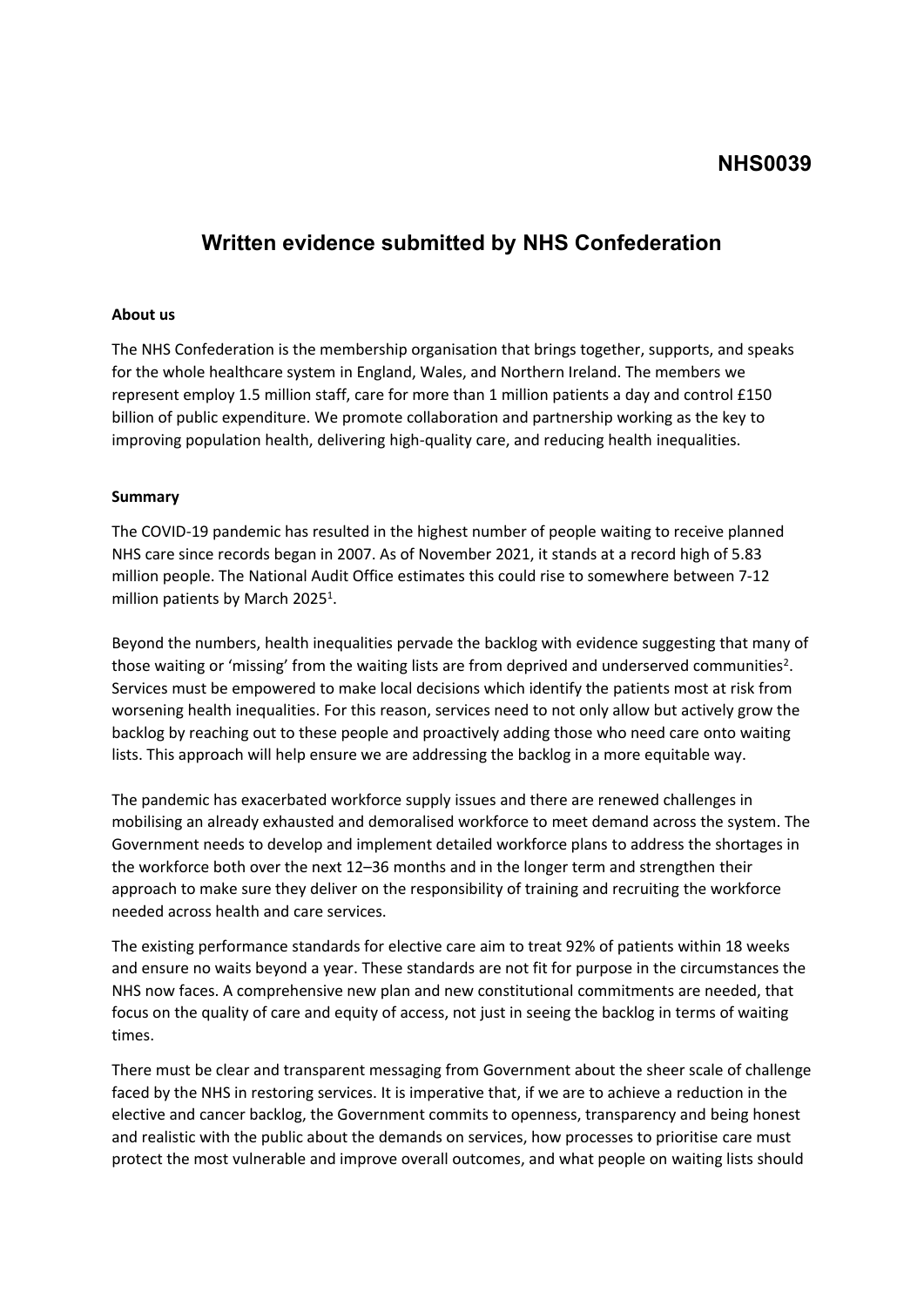NHS0039

# Written evidence submitted by NHS Confederation

**About us**

The NHS Confederation is the membership organisation that brings together, supports, and speaks for the whole healthcare system in England, Wales, and Northern Ireland. The members we represent employ 1.5 million staff, care for more than 1 million patients a day and control £150 billion of public expenditure. We promote collaboration and partnership working as the key to improving population health, delivering high-quality care, and reducing health inequalities.

**Summary**

The COVID-19 pandemic has resulted in the highest number of people waiting to receive planned NHS care since records began in 2007. As of November 2021, it stands at a record high of 5.83 million people. The National Audit Office estimates this could rise to somewhere between 7-12 million patients by March 2025[1].

Beyond the numbers, health inequalities pervade the backlog with evidence suggesting that many of those waiting or 'missing' from the waiting lists are from deprived and underserved communities[2]. Services must be empowered to make local decisions which identify the patients most at risk from worsening health inequalities. For this reason, services need to not only allow but actively grow the backlog by reaching out to these people and proactively adding those who need care onto waiting lists. This approach will help ensure we are addressing the backlog in a more equitable way.

The pandemic has exacerbated workforce supply issues and there are renewed challenges in mobilising an already exhausted and demoralised workforce to meet demand across the system. The Government needs to develop and implement detailed workforce plans to address the shortages in the workforce both over the next 12–36 months and in the longer term and strengthen their approach to make sure they deliver on the responsibility of training and recruiting the workforce needed across health and care services.

The existing performance standards for elective care aim to treat 92% of patients within 18 weeks and ensure no waits beyond a year. These standards are not fit for purpose in the circumstances the NHS now faces. A comprehensive new plan and new constitutional commitments are needed, that focus on the quality of care and equity of access, not just in seeing the backlog in terms of waiting times.

There must be clear and transparent messaging from Government about the sheer scale of challenge faced by the NHS in restoring services. It is imperative that, if we are to achieve a reduction in the elective and cancer backlog, the Government commits to openness, transparency and being honest and realistic with the public about the demands on services, how processes to prioritise care must protect the most vulnerable and improve overall outcomes, and what people on waiting lists should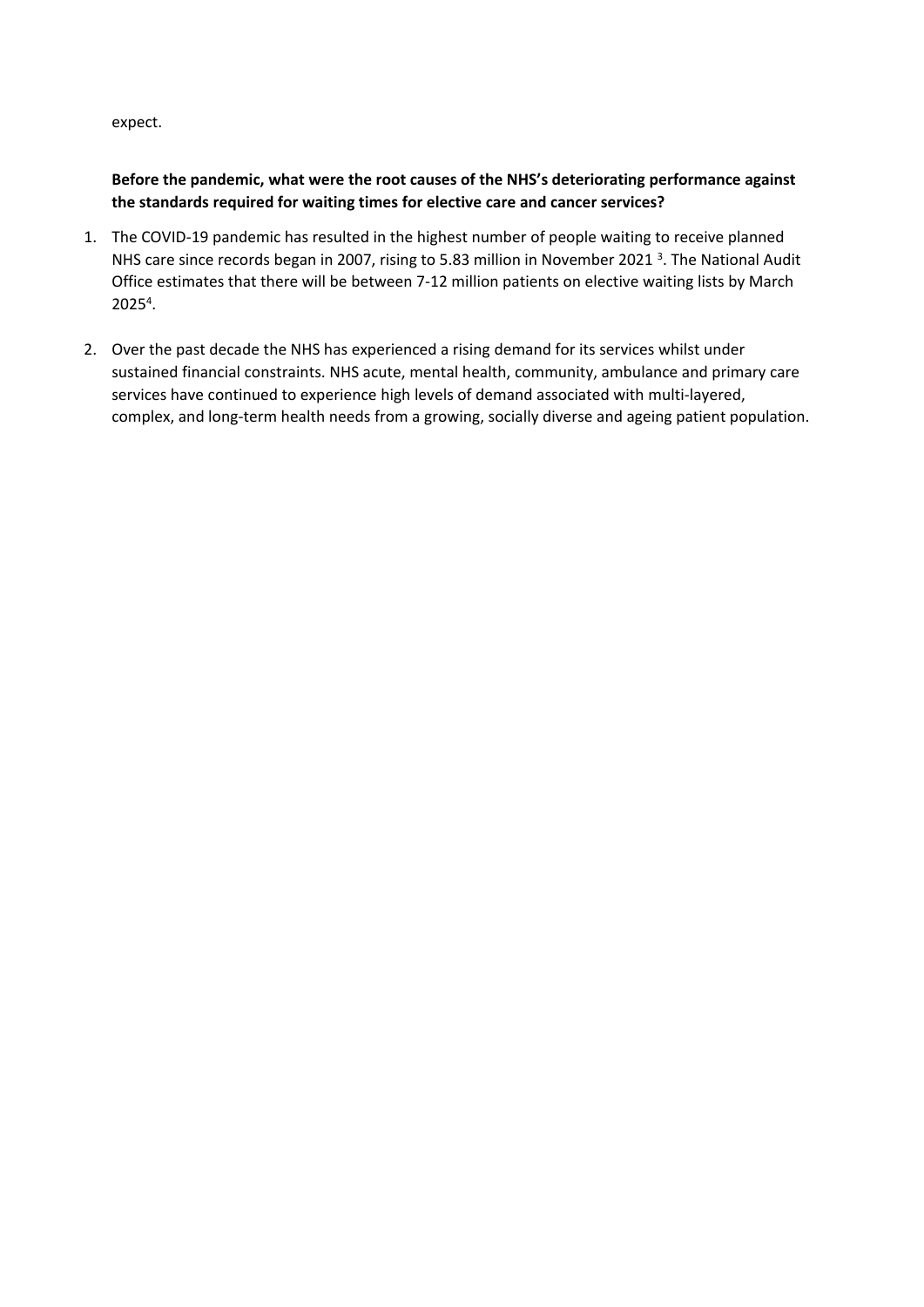expect.

**Before the pandemic, what were the root causes of the NHS's deteriorating performance against the standards required for waiting times for elective care and cancer services?**

1. The COVID-19 pandemic has resulted in the highest number of people waiting to receive planned NHS care since records began in 2007, rising to 5.83 million in November 2021 [3]. The National Audit Office estimates that there will be between 7-12 million patients on elective waiting lists by March 2025[4].

2. Over the past decade the NHS has experienced a rising demand for its services whilst under sustained financial constraints. NHS acute, mental health, community, ambulance and primary care services have continued to experience high levels of demand associated with multi-layered, complex, and long-term health needs from a growing, socially diverse and ageing patient population.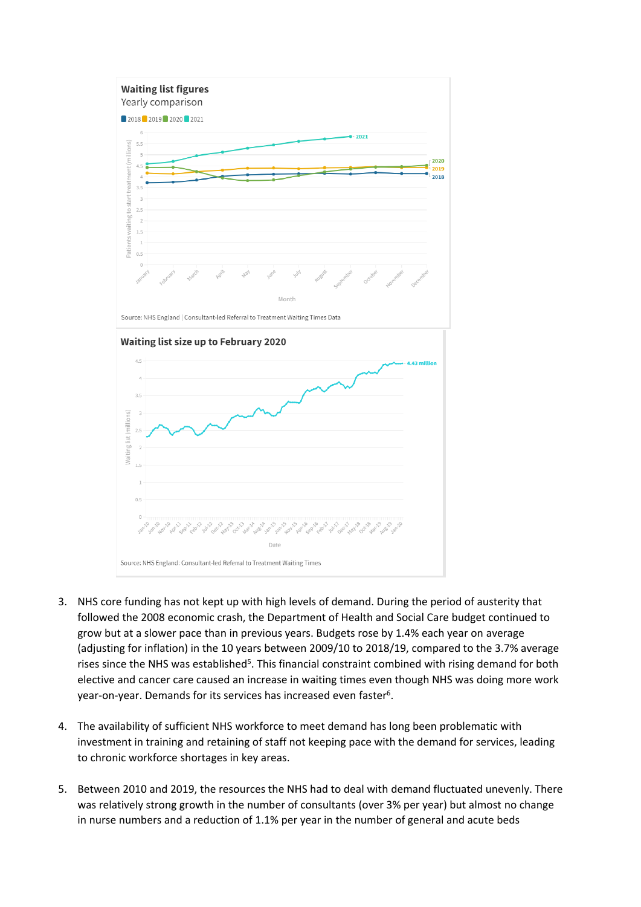**Waiting list figures**

Yearly comparison

2018 2019 2020 2021

Source: NHS England | Consultant-led Referral to Treatment Waiting Times Data

**Waiting list size up to February 2020**

Source: NHS England: Consultant-led Referral to Treatment Waiting Times

3. NHS core funding has not kept up with high levels of demand. During the period of austerity that followed the 2008 economic crash, the Department of Health and Social Care budget continued to grow but at a slower pace than in previous years. Budgets rose by 1.4% each year on average (adjusting for inflation) in the 10 years between 2009/10 to 2018/19, compared to the 3.7% average rises since the NHS was established[5]. This financial constraint combined with rising demand for both elective and cancer care caused an increase in waiting times even though NHS was doing more work year-on-year. Demands for its services has increased even faster[6].

4. The availability of sufficient NHS workforce to meet demand has long been problematic with investment in training and retaining of staff not keeping pace with the demand for services, leading to chronic workforce shortages in key areas.

5. Between 2010 and 2019, the resources the NHS had to deal with demand fluctuated unevenly. There was relatively strong growth in the number of consultants (over 3% per year) but almost no change in nurse numbers and a reduction of 1.1% per year in the number of general and acute beds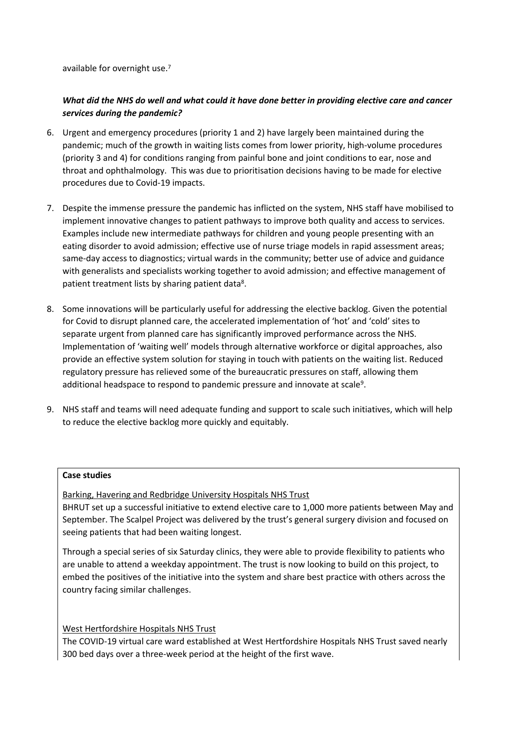available for overnight use.[7]

***What did the NHS do well and what could it have done better in providing elective care and cancer services during the pandemic?***

6. Urgent and emergency procedures (priority 1 and 2) have largely been maintained during the pandemic; much of the growth in waiting lists comes from lower priority, high-volume procedures (priority 3 and 4) for conditions ranging from painful bone and joint conditions to ear, nose and throat and ophthalmology. This was due to prioritisation decisions having to be made for elective procedures due to Covid-19 impacts.

7. Despite the immense pressure the pandemic has inflicted on the system, NHS staff have mobilised to implement innovative changes to patient pathways to improve both quality and access to services. Examples include new intermediate pathways for children and young people presenting with an eating disorder to avoid admission; effective use of nurse triage models in rapid assessment areas; same-day access to diagnostics; virtual wards in the community; better use of advice and guidance with generalists and specialists working together to avoid admission; and effective management of patient treatment lists by sharing patient data[8].

8. Some innovations will be particularly useful for addressing the elective backlog. Given the potential for Covid to disrupt planned care, the accelerated implementation of 'hot' and 'cold' sites to separate urgent from planned care has significantly improved performance across the NHS. Implementation of 'waiting well' models through alternative workforce or digital approaches, also provide an effective system solution for staying in touch with patients on the waiting list. Reduced regulatory pressure has relieved some of the bureaucratic pressures on staff, allowing them additional headspace to respond to pandemic pressure and innovate at scale[9].

9. NHS staff and teams will need adequate funding and support to scale such initiatives, which will help to reduce the elective backlog more quickly and equitably.

**Case studies**

Barking, Havering and Redbridge University Hospitals NHS Trust

BHRUT set up a successful initiative to extend elective care to 1,000 more patients between May and September. The Scalpel Project was delivered by the trust's general surgery division and focused on seeing patients that had been waiting longest.

Through a special series of six Saturday clinics, they were able to provide flexibility to patients who are unable to attend a weekday appointment. The trust is now looking to build on this project, to embed the positives of the initiative into the system and share best practice with others across the country facing similar challenges.

West Hertfordshire Hospitals NHS Trust

The COVID-19 virtual care ward established at West Hertfordshire Hospitals NHS Trust saved nearly 300 bed days over a three-week period at the height of the first wave.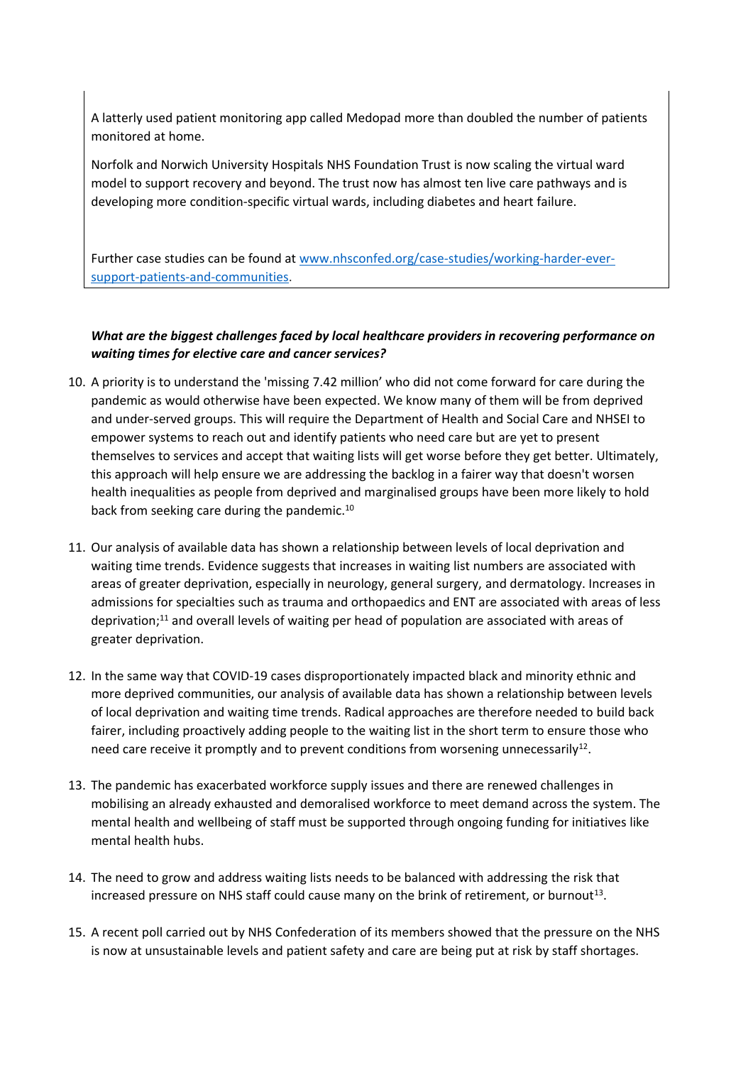A latterly used patient monitoring app called Medopad more than doubled the number of patients monitored at home.

Norfolk and Norwich University Hospitals NHS Foundation Trust is now scaling the virtual ward model to support recovery and beyond. The trust now has almost ten live care pathways and is developing more condition-specific virtual wards, including diabetes and heart failure.

Further case studies can be found at [www.nhsconfed.org/case-studies/working-harder-ever-support-patients-and-communities](www.nhsconfed.org/case-studies/working-harder-ever-support-patients-and-communities).

***What are the biggest challenges faced by local healthcare providers in recovering performance on waiting times for elective care and cancer services?***

10. A priority is to understand the 'missing 7.42 million' who did not come forward for care during the pandemic as would otherwise have been expected. We know many of them will be from deprived and under-served groups. This will require the Department of Health and Social Care and NHSEI to empower systems to reach out and identify patients who need care but are yet to present themselves to services and accept that waiting lists will get worse before they get better. Ultimately, this approach will help ensure we are addressing the backlog in a fairer way that doesn't worsen health inequalities as people from deprived and marginalised groups have been more likely to hold back from seeking care during the pandemic.[10]

11. Our analysis of available data has shown a relationship between levels of local deprivation and waiting time trends. Evidence suggests that increases in waiting list numbers are associated with areas of greater deprivation, especially in neurology, general surgery, and dermatology. Increases in admissions for specialties such as trauma and orthopaedics and ENT are associated with areas of less deprivation;[11] and overall levels of waiting per head of population are associated with areas of greater deprivation.

12. In the same way that COVID-19 cases disproportionately impacted black and minority ethnic and more deprived communities, our analysis of available data has shown a relationship between levels of local deprivation and waiting time trends. Radical approaches are therefore needed to build back fairer, including proactively adding people to the waiting list in the short term to ensure those who need care receive it promptly and to prevent conditions from worsening unnecessarily[12].

13. The pandemic has exacerbated workforce supply issues and there are renewed challenges in mobilising an already exhausted and demoralised workforce to meet demand across the system. The mental health and wellbeing of staff must be supported through ongoing funding for initiatives like mental health hubs.

14. The need to grow and address waiting lists needs to be balanced with addressing the risk that increased pressure on NHS staff could cause many on the brink of retirement, or burnout[13].

15. A recent poll carried out by NHS Confederation of its members showed that the pressure on the NHS is now at unsustainable levels and patient safety and care are being put at risk by staff shortages.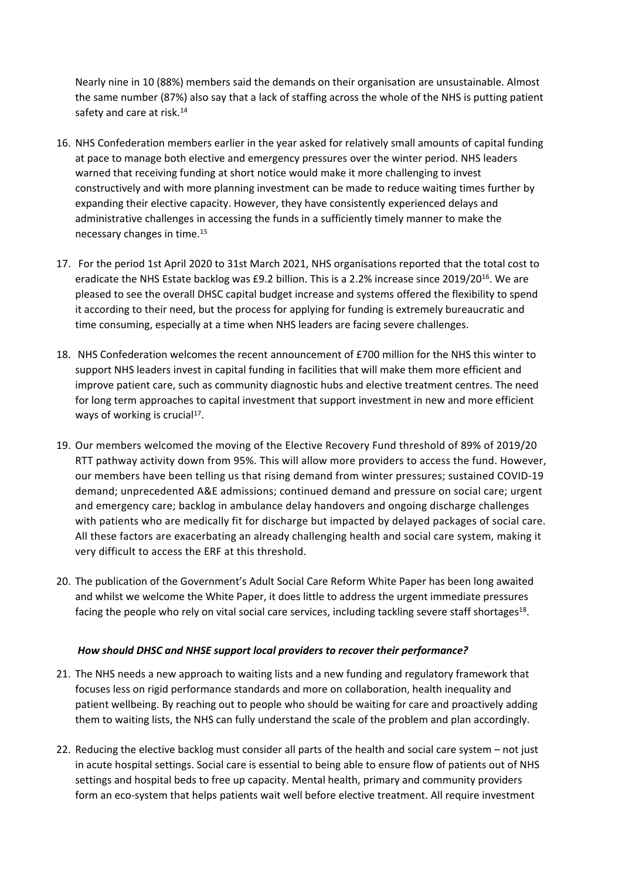Nearly nine in 10 (88%) members said the demands on their organisation are unsustainable. Almost the same number (87%) also say that a lack of staffing across the whole of the NHS is putting patient safety and care at risk.[14]

16. NHS Confederation members earlier in the year asked for relatively small amounts of capital funding at pace to manage both elective and emergency pressures over the winter period. NHS leaders warned that receiving funding at short notice would make it more challenging to invest constructively and with more planning investment can be made to reduce waiting times further by expanding their elective capacity. However, they have consistently experienced delays and administrative challenges in accessing the funds in a sufficiently timely manner to make the necessary changes in time.[15]

17. For the period 1st April 2020 to 31st March 2021, NHS organisations reported that the total cost to eradicate the NHS Estate backlog was £9.2 billion. This is a 2.2% increase since 2019/20[16]. We are pleased to see the overall DHSC capital budget increase and systems offered the flexibility to spend it according to their need, but the process for applying for funding is extremely bureaucratic and time consuming, especially at a time when NHS leaders are facing severe challenges.

18. NHS Confederation welcomes the recent announcement of £700 million for the NHS this winter to support NHS leaders invest in capital funding in facilities that will make them more efficient and improve patient care, such as community diagnostic hubs and elective treatment centres. The need for long term approaches to capital investment that support investment in new and more efficient ways of working is crucial[17].

19. Our members welcomed the moving of the Elective Recovery Fund threshold of 89% of 2019/20 RTT pathway activity down from 95%. This will allow more providers to access the fund. However, our members have been telling us that rising demand from winter pressures; sustained COVID-19 demand; unprecedented A&E admissions; continued demand and pressure on social care; urgent and emergency care; backlog in ambulance delay handovers and ongoing discharge challenges with patients who are medically fit for discharge but impacted by delayed packages of social care. All these factors are exacerbating an already challenging health and social care system, making it very difficult to access the ERF at this threshold.

20. The publication of the Government's Adult Social Care Reform White Paper has been long awaited and whilst we welcome the White Paper, it does little to address the urgent immediate pressures facing the people who rely on vital social care services, including tackling severe staff shortages[18].

***How should DHSC and NHSE support local providers to recover their performance?***

21. The NHS needs a new approach to waiting lists and a new funding and regulatory framework that focuses less on rigid performance standards and more on collaboration, health inequality and patient wellbeing. By reaching out to people who should be waiting for care and proactively adding them to waiting lists, the NHS can fully understand the scale of the problem and plan accordingly.

22. Reducing the elective backlog must consider all parts of the health and social care system – not just in acute hospital settings. Social care is essential to being able to ensure flow of patients out of NHS settings and hospital beds to free up capacity. Mental health, primary and community providers form an eco-system that helps patients wait well before elective treatment. All require investment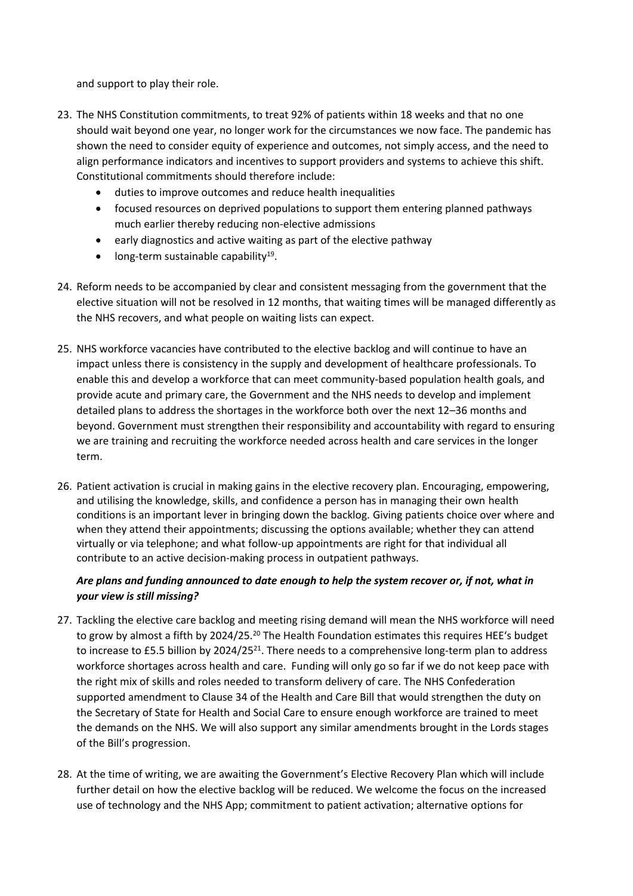and support to play their role.

23. The NHS Constitution commitments, to treat 92% of patients within 18 weeks and that no one should wait beyond one year, no longer work for the circumstances we now face. The pandemic has shown the need to consider equity of experience and outcomes, not simply access, and the need to align performance indicators and incentives to support providers and systems to achieve this shift. Constitutional commitments should therefore include:
    - duties to improve outcomes and reduce health inequalities
    - focused resources on deprived populations to support them entering planned pathways much earlier thereby reducing non-elective admissions
    - early diagnostics and active waiting as part of the elective pathway
    - long-term sustainable capability[19].

24. Reform needs to be accompanied by clear and consistent messaging from the government that the elective situation will not be resolved in 12 months, that waiting times will be managed differently as the NHS recovers, and what people on waiting lists can expect.

25. NHS workforce vacancies have contributed to the elective backlog and will continue to have an impact unless there is consistency in the supply and development of healthcare professionals. To enable this and develop a workforce that can meet community-based population health goals, and provide acute and primary care, the Government and the NHS needs to develop and implement detailed plans to address the shortages in the workforce both over the next 12–36 months and beyond. Government must strengthen their responsibility and accountability with regard to ensuring we are training and recruiting the workforce needed across health and care services in the longer term.

26. Patient activation is crucial in making gains in the elective recovery plan. Encouraging, empowering, and utilising the knowledge, skills, and confidence a person has in managing their own health conditions is an important lever in bringing down the backlog. Giving patients choice over where and when they attend their appointments; discussing the options available; whether they can attend virtually or via telephone; and what follow-up appointments are right for that individual all contribute to an active decision-making process in outpatient pathways.

***Are plans and funding announced to date enough to help the system recover or, if not, what in your view is still missing?***

27. Tackling the elective care backlog and meeting rising demand will mean the NHS workforce will need to grow by almost a fifth by 2024/25.[20] The Health Foundation estimates this requires HEE's budget to increase to £5.5 billion by 2024/25[21]. There needs to a comprehensive long-term plan to address workforce shortages across health and care. Funding will only go so far if we do not keep pace with the right mix of skills and roles needed to transform delivery of care. The NHS Confederation supported amendment to Clause 34 of the Health and Care Bill that would strengthen the duty on the Secretary of State for Health and Social Care to ensure enough workforce are trained to meet the demands on the NHS. We will also support any similar amendments brought in the Lords stages of the Bill's progression.

28. At the time of writing, we are awaiting the Government's Elective Recovery Plan which will include further detail on how the elective backlog will be reduced. We welcome the focus on the increased use of technology and the NHS App; commitment to patient activation; alternative options for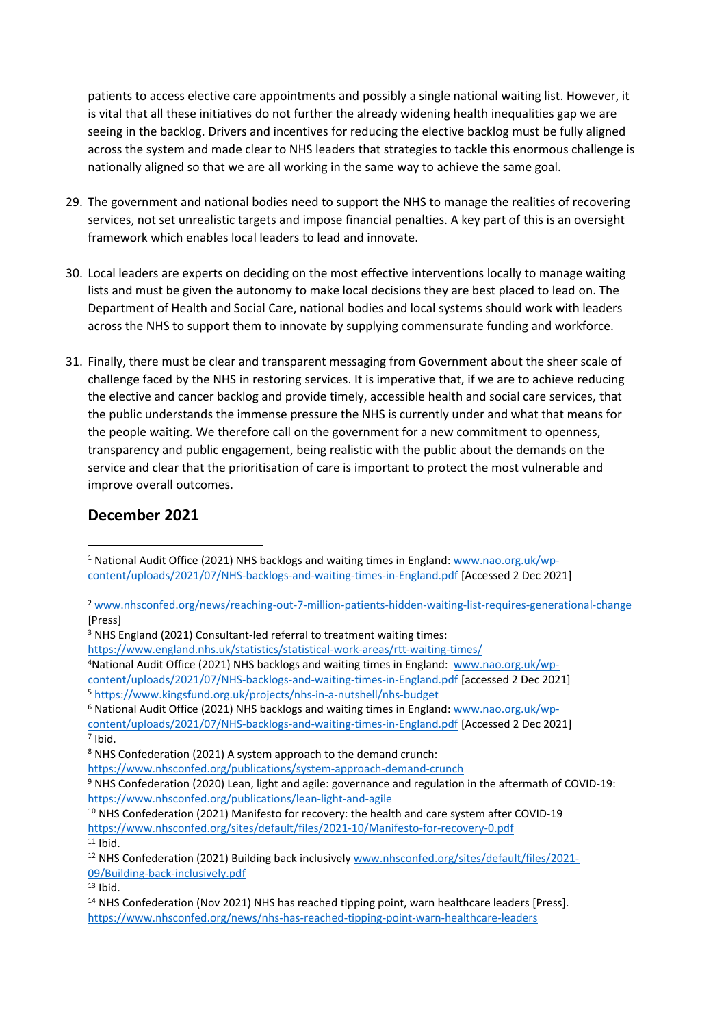patients to access elective care appointments and possibly a single national waiting list. However, it is vital that all these initiatives do not further the already widening health inequalities gap we are seeing in the backlog. Drivers and incentives for reducing the elective backlog must be fully aligned across the system and made clear to NHS leaders that strategies to tackle this enormous challenge is nationally aligned so that we are all working in the same way to achieve the same goal.

29. The government and national bodies need to support the NHS to manage the realities of recovering services, not set unrealistic targets and impose financial penalties. A key part of this is an oversight framework which enables local leaders to lead and innovate.

30. Local leaders are experts on deciding on the most effective interventions locally to manage waiting lists and must be given the autonomy to make local decisions they are best placed to lead on. The Department of Health and Social Care, national bodies and local systems should work with leaders across the NHS to support them to innovate by supplying commensurate funding and workforce.

31. Finally, there must be clear and transparent messaging from Government about the sheer scale of challenge faced by the NHS in restoring services. It is imperative that, if we are to achieve reducing the elective and cancer backlog and provide timely, accessible health and social care services, that the public understands the immense pressure the NHS is currently under and what that means for the people waiting. We therefore call on the government for a new commitment to openness, transparency and public engagement, being realistic with the public about the demands on the service and clear that the prioritisation of care is important to protect the most vulnerable and improve overall outcomes.

## December 2021

---

[1] National Audit Office (2021) NHS backlogs and waiting times in England: www.nao.org.uk/wp-content/uploads/2021/07/NHS-backlogs-and-waiting-times-in-England.pdf [Accessed 2 Dec 2021]

[2] www.nhsconfed.org/news/reaching-out-7-million-patients-hidden-waiting-list-requires-generational-change [Press]

[3] NHS England (2021) Consultant-led referral to treatment waiting times: https://www.england.nhs.uk/statistics/statistical-work-areas/rtt-waiting-times/

[4] National Audit Office (2021) NHS backlogs and waiting times in England: www.nao.org.uk/wp-content/uploads/2021/07/NHS-backlogs-and-waiting-times-in-England.pdf [accessed 2 Dec 2021]

[5] https://www.kingsfund.org.uk/projects/nhs-in-a-nutshell/nhs-budget

[6] National Audit Office (2021) NHS backlogs and waiting times in England: www.nao.org.uk/wp-content/uploads/2021/07/NHS-backlogs-and-waiting-times-in-England.pdf [Accessed 2 Dec 2021]

[7] Ibid.

[8] NHS Confederation (2021) A system approach to the demand crunch: https://www.nhsconfed.org/publications/system-approach-demand-crunch

[9] NHS Confederation (2020) Lean, light and agile: governance and regulation in the aftermath of COVID-19: https://www.nhsconfed.org/publications/lean-light-and-agile

[10] NHS Confederation (2021) Manifesto for recovery: the health and care system after COVID-19 https://www.nhsconfed.org/sites/default/files/2021-10/Manifesto-for-recovery-0.pdf

[11] Ibid.

[12] NHS Confederation (2021) Building back inclusively www.nhsconfed.org/sites/default/files/2021-09/Building-back-inclusively.pdf

[13] Ibid.

[14] NHS Confederation (Nov 2021) NHS has reached tipping point, warn healthcare leaders [Press]. https://www.nhsconfed.org/news/nhs-has-reached-tipping-point-warn-healthcare-leaders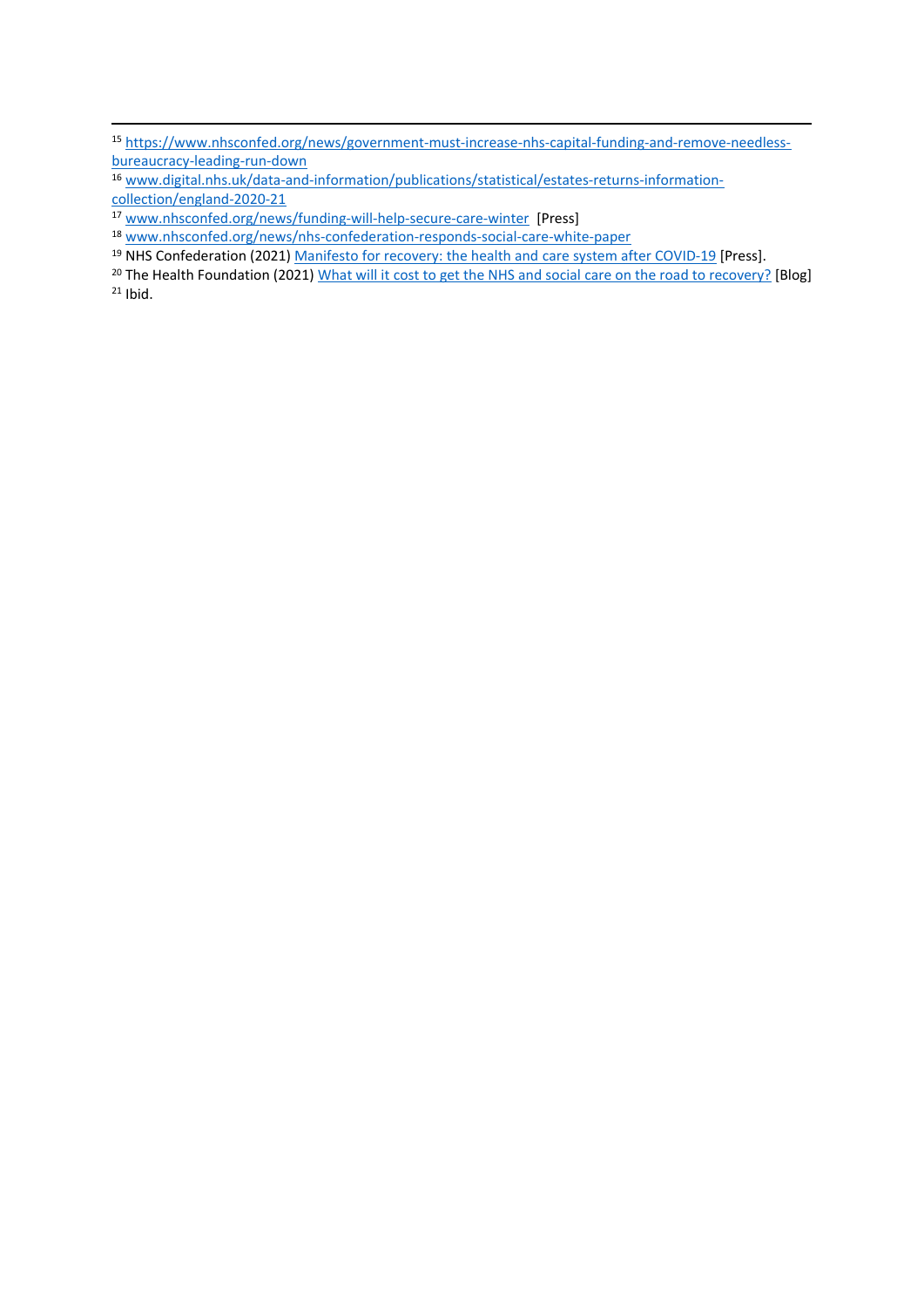[15] https://www.nhsconfed.org/news/government-must-increase-nhs-capital-funding-and-remove-needless-bureaucracy-leading-run-down

[16] www.digital.nhs.uk/data-and-information/publications/statistical/estates-returns-information-collection/england-2020-21

[17] www.nhsconfed.org/news/funding-will-help-secure-care-winter [Press]

[18] www.nhsconfed.org/news/nhs-confederation-responds-social-care-white-paper

[19] NHS Confederation (2021) Manifesto for recovery: the health and care system after COVID-19 [Press].

[20] The Health Foundation (2021) What will it cost to get the NHS and social care on the road to recovery? [Blog]

[21] Ibid.